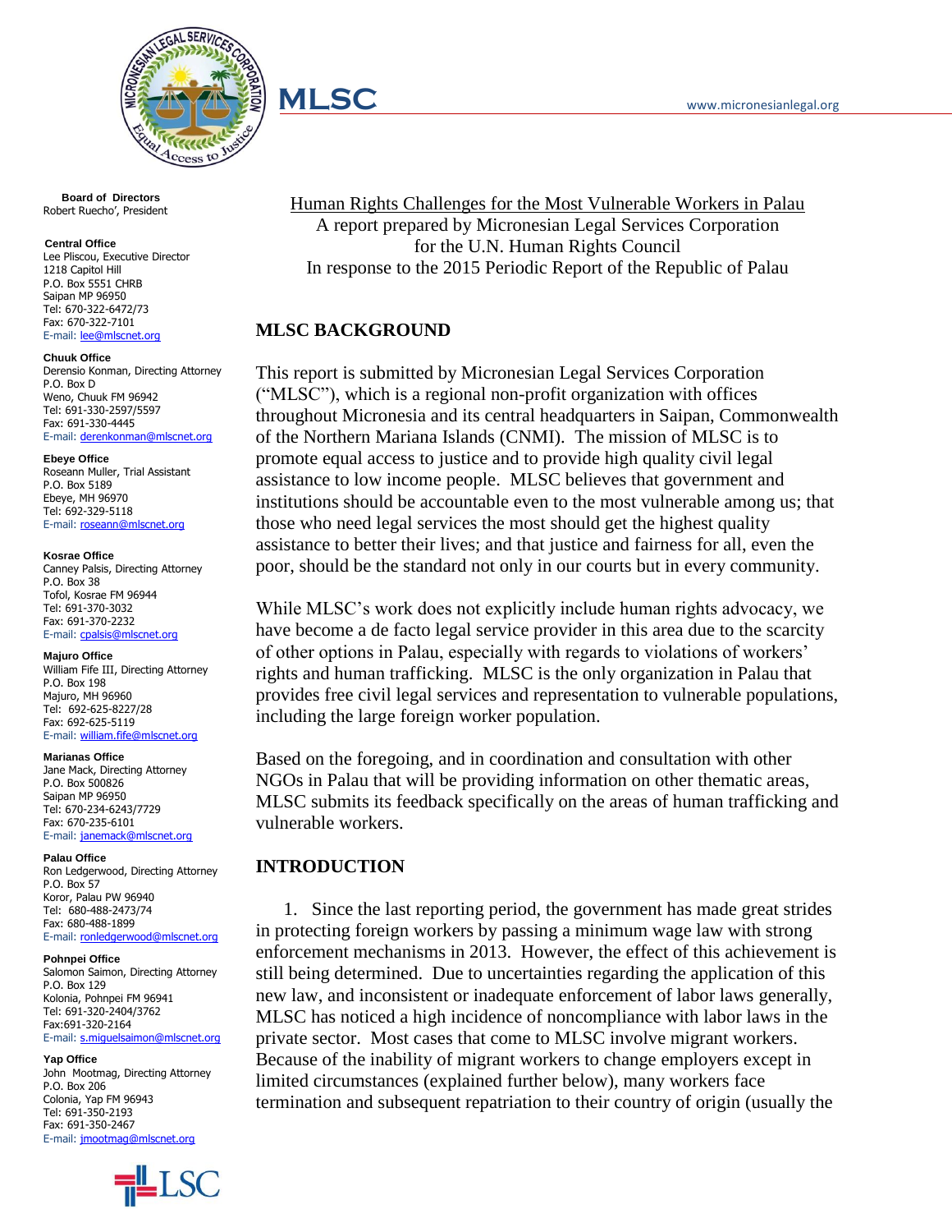MLSC

www.micronesianlegal.org

**Board of Directors**
Robert Ruecho', President

**Central Office**
Lee Pliscou, Executive Director
1218 Capitol Hill
P.O. Box 5551 CHRB
Saipan MP 96950
Tel: 670-322-6472/73
Fax: 670-322-7101
E-mail: lee@mlscnet.org

**Chuuk Office**
Derensio Konman, Directing Attorney
P.O. Box D
Weno, Chuuk FM 96942
Tel: 691-330-2597/5597
Fax: 691-330-4445
E-mail: derenkonman@mlscnet.org

**Ebeye Office**
Roseann Muller, Trial Assistant
P.O. Box 5189
Ebeye, MH 96970
Tel: 692-329-5118
E-mail: roseann@mlscnet.org

**Kosrae Office**
Canney Palsis, Directing Attorney
P.O. Box 38
Tofol, Kosrae FM 96944
Tel: 691-370-3032
Fax: 691-370-2232
E-mail: cpalsis@mlscnet.org

**Majuro Office**
William Fife III, Directing Attorney
P.O. Box 198
Majuro, MH 96960
Tel: 692-625-8227/28
Fax: 692-625-5119
E-mail: william.fife@mlscnet.org

**Marianas Office**
Jane Mack, Directing Attorney
P.O. Box 500826
Saipan MP 96950
Tel: 670-234-6243/7729
Fax: 670-235-6101
E-mail: janemack@mlscnet.org

**Palau Office**
Ron Ledgerwood, Directing Attorney
P.O. Box 57
Koror, Palau PW 96940
Tel: 680-488-2473/74
Fax: 680-488-1899
E-mail: ronledgerwood@mlscnet.org

**Pohnpei Office**
Salomon Saimon, Directing Attorney
P.O. Box 129
Kolonia, Pohnpei FM 96941
Tel: 691-320-2404/3762
Fax:691-320-2164
E-mail: s.miguelsaimon@mlscnet.org

**Yap Office**
John Mootmag, Directing Attorney
P.O. Box 206
Colonia, Yap FM 96943
Tel: 691-350-2193
Fax: 691-350-2467
E-mail: jmootmag@mlscnet.org

LSC

Human Rights Challenges for the Most Vulnerable Workers in Palau
A report prepared by Micronesian Legal Services Corporation
for the U.N. Human Rights Council
In response to the 2015 Periodic Report of the Republic of Palau

## MLSC BACKGROUND

This report is submitted by Micronesian Legal Services Corporation ("MLSC"), which is a regional non-profit organization with offices throughout Micronesia and its central headquarters in Saipan, Commonwealth of the Northern Mariana Islands (CNMI). The mission of MLSC is to promote equal access to justice and to provide high quality civil legal assistance to low income people. MLSC believes that government and institutions should be accountable even to the most vulnerable among us; that those who need legal services the most should get the highest quality assistance to better their lives; and that justice and fairness for all, even the poor, should be the standard not only in our courts but in every community.

While MLSC's work does not explicitly include human rights advocacy, we have become a de facto legal service provider in this area due to the scarcity of other options in Palau, especially with regards to violations of workers' rights and human trafficking. MLSC is the only organization in Palau that provides free civil legal services and representation to vulnerable populations, including the large foreign worker population.

Based on the foregoing, and in coordination and consultation with other NGOs in Palau that will be providing information on other thematic areas, MLSC submits its feedback specifically on the areas of human trafficking and vulnerable workers.

## INTRODUCTION

1. Since the last reporting period, the government has made great strides in protecting foreign workers by passing a minimum wage law with strong enforcement mechanisms in 2013. However, the effect of this achievement is still being determined. Due to uncertainties regarding the application of this new law, and inconsistent or inadequate enforcement of labor laws generally, MLSC has noticed a high incidence of noncompliance with labor laws in the private sector. Most cases that come to MLSC involve migrant workers. Because of the inability of migrant workers to change employers except in limited circumstances (explained further below), many workers face termination and subsequent repatriation to their country of origin (usually the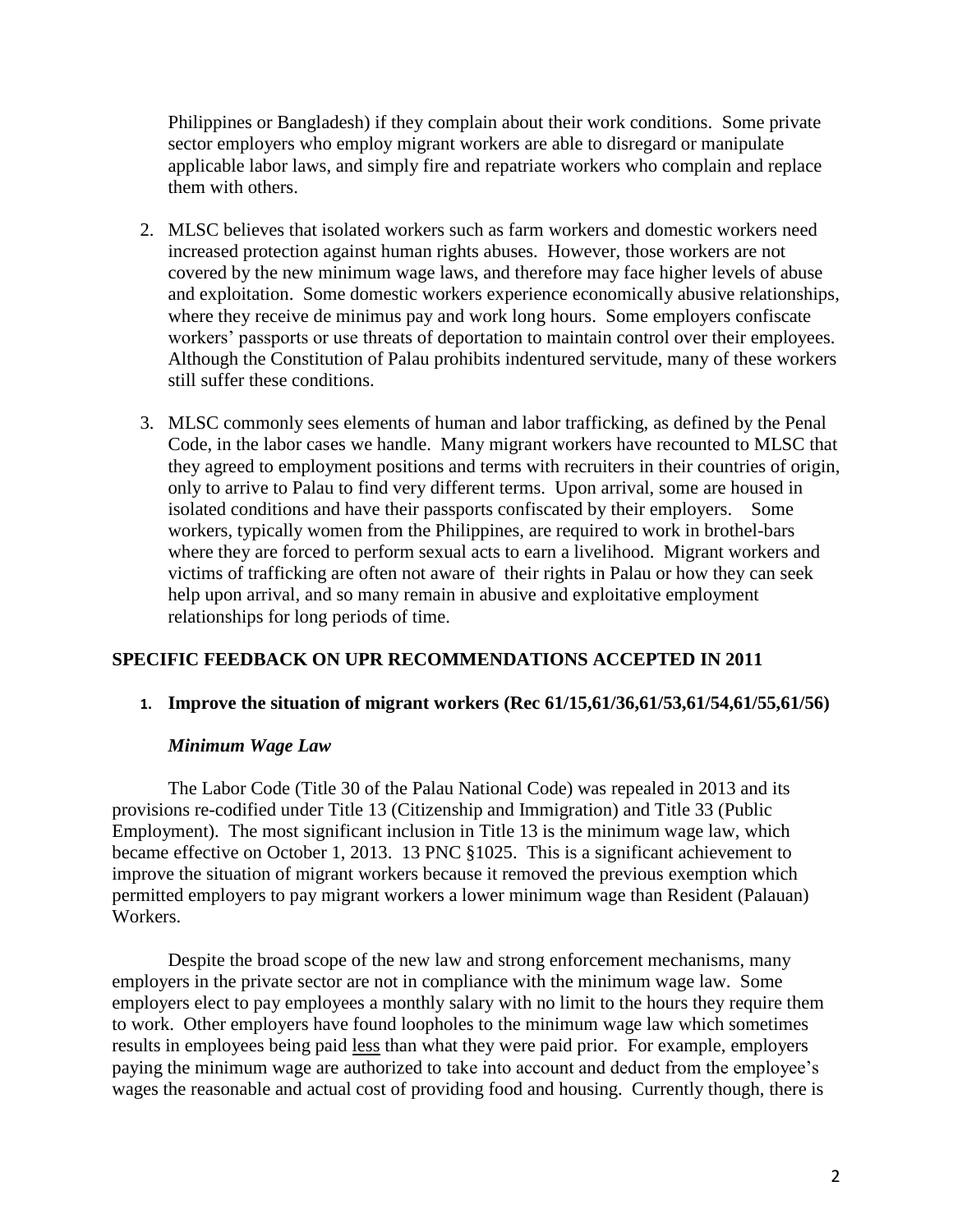Philippines or Bangladesh) if they complain about their work conditions. Some private sector employers who employ migrant workers are able to disregard or manipulate applicable labor laws, and simply fire and repatriate workers who complain and replace them with others.

2. MLSC believes that isolated workers such as farm workers and domestic workers need increased protection against human rights abuses. However, those workers are not covered by the new minimum wage laws, and therefore may face higher levels of abuse and exploitation. Some domestic workers experience economically abusive relationships, where they receive de minimus pay and work long hours. Some employers confiscate workers' passports or use threats of deportation to maintain control over their employees. Although the Constitution of Palau prohibits indentured servitude, many of these workers still suffer these conditions.

3. MLSC commonly sees elements of human and labor trafficking, as defined by the Penal Code, in the labor cases we handle. Many migrant workers have recounted to MLSC that they agreed to employment positions and terms with recruiters in their countries of origin, only to arrive to Palau to find very different terms. Upon arrival, some are housed in isolated conditions and have their passports confiscated by their employers. Some workers, typically women from the Philippines, are required to work in brothel-bars where they are forced to perform sexual acts to earn a livelihood. Migrant workers and victims of trafficking are often not aware of their rights in Palau or how they can seek help upon arrival, and so many remain in abusive and exploitative employment relationships for long periods of time.

## SPECIFIC FEEDBACK ON UPR RECOMMENDATIONS ACCEPTED IN 2011

### 1. Improve the situation of migrant workers (Rec 61/15,61/36,61/53,61/54,61/55,61/56)

#### *Minimum Wage Law*

The Labor Code (Title 30 of the Palau National Code) was repealed in 2013 and its provisions re-codified under Title 13 (Citizenship and Immigration) and Title 33 (Public Employment). The most significant inclusion in Title 13 is the minimum wage law, which became effective on October 1, 2013. 13 PNC §1025. This is a significant achievement to improve the situation of migrant workers because it removed the previous exemption which permitted employers to pay migrant workers a lower minimum wage than Resident (Palauan) Workers.

Despite the broad scope of the new law and strong enforcement mechanisms, many employers in the private sector are not in compliance with the minimum wage law. Some employers elect to pay employees a monthly salary with no limit to the hours they require them to work. Other employers have found loopholes to the minimum wage law which sometimes results in employees being paid less than what they were paid prior. For example, employers paying the minimum wage are authorized to take into account and deduct from the employee's wages the reasonable and actual cost of providing food and housing. Currently though, there is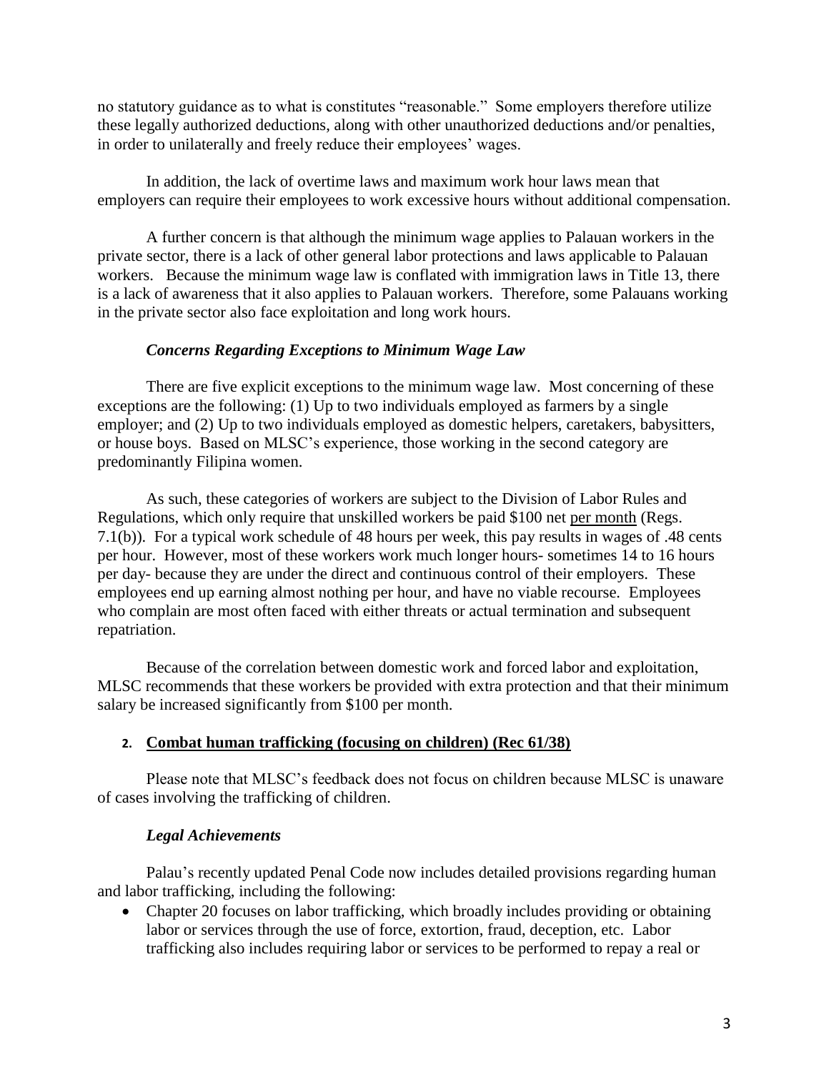no statutory guidance as to what is constitutes "reasonable." Some employers therefore utilize these legally authorized deductions, along with other unauthorized deductions and/or penalties, in order to unilaterally and freely reduce their employees' wages.

In addition, the lack of overtime laws and maximum work hour laws mean that employers can require their employees to work excessive hours without additional compensation.

A further concern is that although the minimum wage applies to Palauan workers in the private sector, there is a lack of other general labor protections and laws applicable to Palauan workers. Because the minimum wage law is conflated with immigration laws in Title 13, there is a lack of awareness that it also applies to Palauan workers. Therefore, some Palauans working in the private sector also face exploitation and long work hours.

### *Concerns Regarding Exceptions to Minimum Wage Law*

There are five explicit exceptions to the minimum wage law. Most concerning of these exceptions are the following: (1) Up to two individuals employed as farmers by a single employer; and (2) Up to two individuals employed as domestic helpers, caretakers, babysitters, or house boys. Based on MLSC's experience, those working in the second category are predominantly Filipina women.

As such, these categories of workers are subject to the Division of Labor Rules and Regulations, which only require that unskilled workers be paid $100 net <u>per month</u> (Regs. 7.1(b)). For a typical work schedule of 48 hours per week, this pay results in wages of .48 cents per hour. However, most of these workers work much longer hours- sometimes 14 to 16 hours per day- because they are under the direct and continuous control of their employers. These employees end up earning almost nothing per hour, and have no viable recourse. Employees who complain are most often faced with either threats or actual termination and subsequent repatriation.

Because of the correlation between domestic work and forced labor and exploitation, MLSC recommends that these workers be provided with extra protection and that their minimum salary be increased significantly from $100 per month.

## 2. <u>Combat human trafficking (focusing on children) (Rec 61/38)</u>

Please note that MLSC's feedback does not focus on children because MLSC is unaware of cases involving the trafficking of children.

### *Legal Achievements*

Palau's recently updated Penal Code now includes detailed provisions regarding human and labor trafficking, including the following:

- Chapter 20 focuses on labor trafficking, which broadly includes providing or obtaining labor or services through the use of force, extortion, fraud, deception, etc. Labor trafficking also includes requiring labor or services to be performed to repay a real or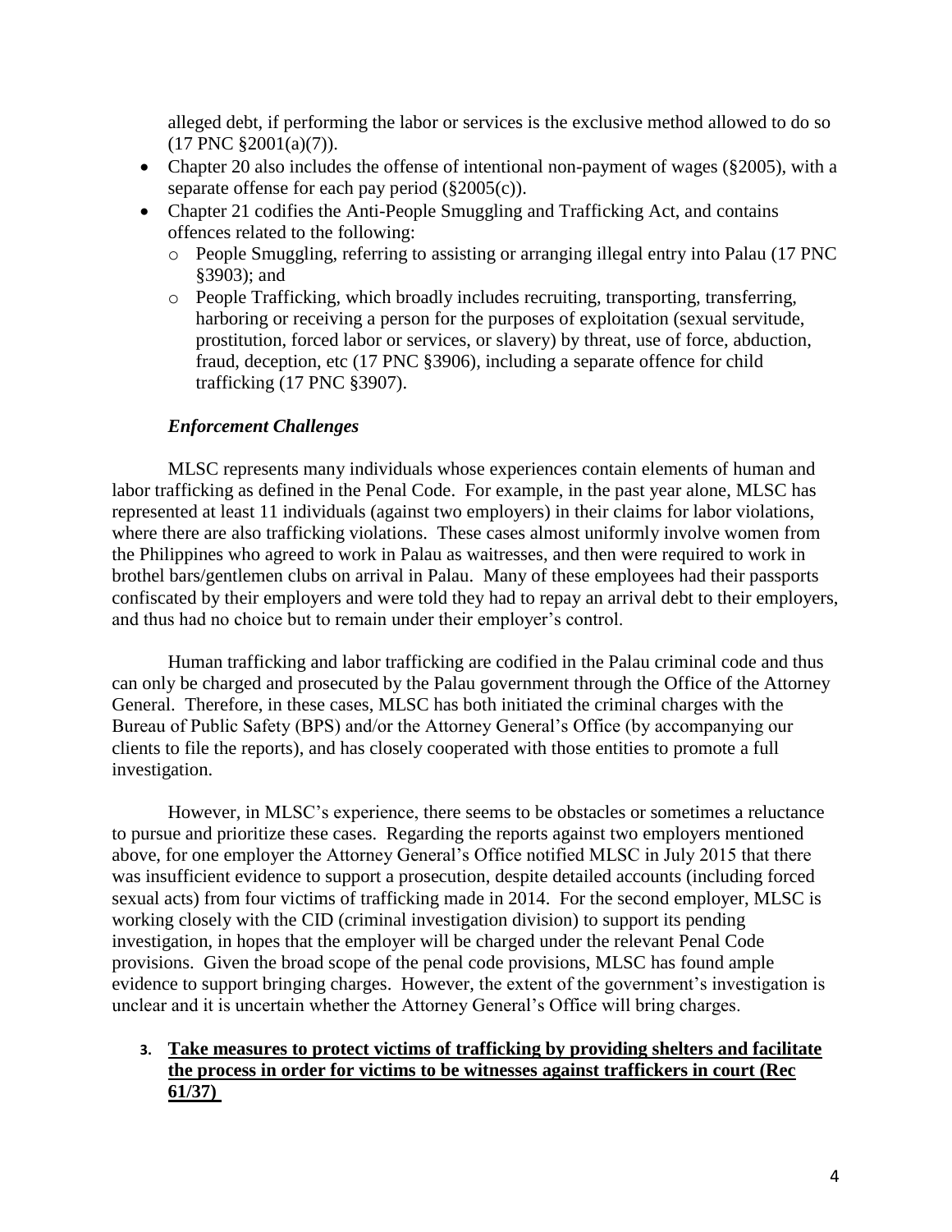alleged debt, if performing the labor or services is the exclusive method allowed to do so (17 PNC §2001(a)(7)).

- Chapter 20 also includes the offense of intentional non-payment of wages (§2005), with a separate offense for each pay period (§2005(c)).
- Chapter 21 codifies the Anti-People Smuggling and Trafficking Act, and contains offences related to the following:
  - People Smuggling, referring to assisting or arranging illegal entry into Palau (17 PNC §3903); and
  - People Trafficking, which broadly includes recruiting, transporting, transferring, harboring or receiving a person for the purposes of exploitation (sexual servitude, prostitution, forced labor or services, or slavery) by threat, use of force, abduction, fraud, deception, etc (17 PNC §3906), including a separate offence for child trafficking (17 PNC §3907).

***Enforcement Challenges***

MLSC represents many individuals whose experiences contain elements of human and labor trafficking as defined in the Penal Code. For example, in the past year alone, MLSC has represented at least 11 individuals (against two employers) in their claims for labor violations, where there are also trafficking violations. These cases almost uniformly involve women from the Philippines who agreed to work in Palau as waitresses, and then were required to work in brothel bars/gentlemen clubs on arrival in Palau. Many of these employees had their passports confiscated by their employers and were told they had to repay an arrival debt to their employers, and thus had no choice but to remain under their employer's control.

Human trafficking and labor trafficking are codified in the Palau criminal code and thus can only be charged and prosecuted by the Palau government through the Office of the Attorney General. Therefore, in these cases, MLSC has both initiated the criminal charges with the Bureau of Public Safety (BPS) and/or the Attorney General's Office (by accompanying our clients to file the reports), and has closely cooperated with those entities to promote a full investigation.

However, in MLSC's experience, there seems to be obstacles or sometimes a reluctance to pursue and prioritize these cases. Regarding the reports against two employers mentioned above, for one employer the Attorney General's Office notified MLSC in July 2015 that there was insufficient evidence to support a prosecution, despite detailed accounts (including forced sexual acts) from four victims of trafficking made in 2014. For the second employer, MLSC is working closely with the CID (criminal investigation division) to support its pending investigation, in hopes that the employer will be charged under the relevant Penal Code provisions. Given the broad scope of the penal code provisions, MLSC has found ample evidence to support bringing charges. However, the extent of the government's investigation is unclear and it is uncertain whether the Attorney General's Office will bring charges.

3. **<u>Take measures to protect victims of trafficking by providing shelters and facilitate the process in order for victims to be witnesses against traffickers in court (Rec 61/37)</u>**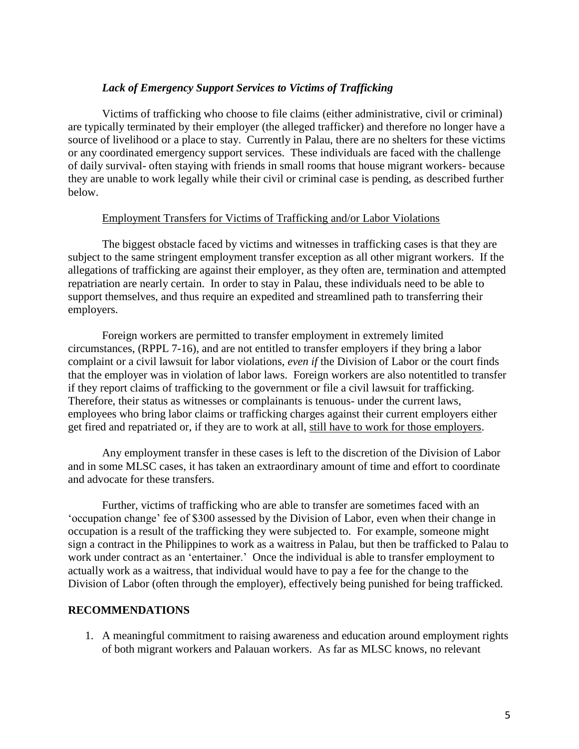### *Lack of Emergency Support Services to Victims of Trafficking*

Victims of trafficking who choose to file claims (either administrative, civil or criminal) are typically terminated by their employer (the alleged trafficker) and therefore no longer have a source of livelihood or a place to stay. Currently in Palau, there are no shelters for these victims or any coordinated emergency support services. These individuals are faced with the challenge of daily survival- often staying with friends in small rooms that house migrant workers- because they are unable to work legally while their civil or criminal case is pending, as described further below.

Employment Transfers for Victims of Trafficking and/or Labor Violations

The biggest obstacle faced by victims and witnesses in trafficking cases is that they are subject to the same stringent employment transfer exception as all other migrant workers. If the allegations of trafficking are against their employer, as they often are, termination and attempted repatriation are nearly certain. In order to stay in Palau, these individuals need to be able to support themselves, and thus require an expedited and streamlined path to transferring their employers.

Foreign workers are permitted to transfer employment in extremely limited circumstances, (RPPL 7-16), and are not entitled to transfer employers if they bring a labor complaint or a civil lawsuit for labor violations, *even if* the Division of Labor or the court finds that the employer was in violation of labor laws. Foreign workers are also notentitled to transfer if they report claims of trafficking to the government or file a civil lawsuit for trafficking. Therefore, their status as witnesses or complainants is tenuous- under the current laws, employees who bring labor claims or trafficking charges against their current employers either get fired and repatriated or, if they are to work at all, still have to work for those employers.

Any employment transfer in these cases is left to the discretion of the Division of Labor and in some MLSC cases, it has taken an extraordinary amount of time and effort to coordinate and advocate for these transfers.

Further, victims of trafficking who are able to transfer are sometimes faced with an 'occupation change' fee of $300 assessed by the Division of Labor, even when their change in occupation is a result of the trafficking they were subjected to. For example, someone might sign a contract in the Philippines to work as a waitress in Palau, but then be trafficked to Palau to work under contract as an 'entertainer.' Once the individual is able to transfer employment to actually work as a waitress, that individual would have to pay a fee for the change to the Division of Labor (often through the employer), effectively being punished for being trafficked.

## RECOMMENDATIONS

1. A meaningful commitment to raising awareness and education around employment rights of both migrant workers and Palauan workers. As far as MLSC knows, no relevant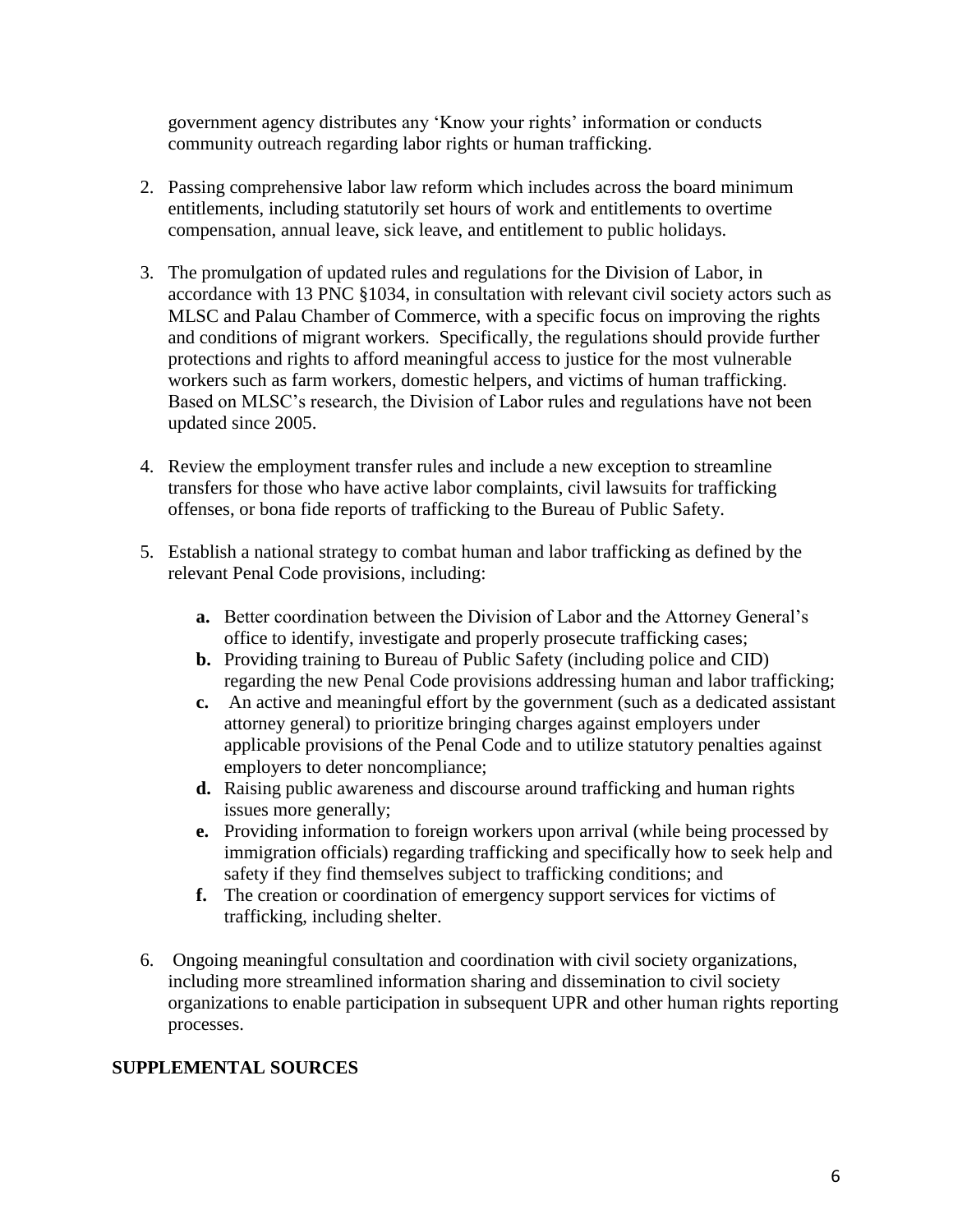government agency distributes any 'Know your rights' information or conducts community outreach regarding labor rights or human trafficking.

2. Passing comprehensive labor law reform which includes across the board minimum entitlements, including statutorily set hours of work and entitlements to overtime compensation, annual leave, sick leave, and entitlement to public holidays.

3. The promulgation of updated rules and regulations for the Division of Labor, in accordance with 13 PNC §1034, in consultation with relevant civil society actors such as MLSC and Palau Chamber of Commerce, with a specific focus on improving the rights and conditions of migrant workers. Specifically, the regulations should provide further protections and rights to afford meaningful access to justice for the most vulnerable workers such as farm workers, domestic helpers, and victims of human trafficking. Based on MLSC's research, the Division of Labor rules and regulations have not been updated since 2005.

4. Review the employment transfer rules and include a new exception to streamline transfers for those who have active labor complaints, civil lawsuits for trafficking offenses, or bona fide reports of trafficking to the Bureau of Public Safety.

5. Establish a national strategy to combat human and labor trafficking as defined by the relevant Penal Code provisions, including:

   **a.** Better coordination between the Division of Labor and the Attorney General's office to identify, investigate and properly prosecute trafficking cases;

   **b.** Providing training to Bureau of Public Safety (including police and CID) regarding the new Penal Code provisions addressing human and labor trafficking;

   **c.** An active and meaningful effort by the government (such as a dedicated assistant attorney general) to prioritize bringing charges against employers under applicable provisions of the Penal Code and to utilize statutory penalties against employers to deter noncompliance;

   **d.** Raising public awareness and discourse around trafficking and human rights issues more generally;

   **e.** Providing information to foreign workers upon arrival (while being processed by immigration officials) regarding trafficking and specifically how to seek help and safety if they find themselves subject to trafficking conditions; and

   **f.** The creation or coordination of emergency support services for victims of trafficking, including shelter.

6. Ongoing meaningful consultation and coordination with civil society organizations, including more streamlined information sharing and dissemination to civil society organizations to enable participation in subsequent UPR and other human rights reporting processes.

## SUPPLEMENTAL SOURCES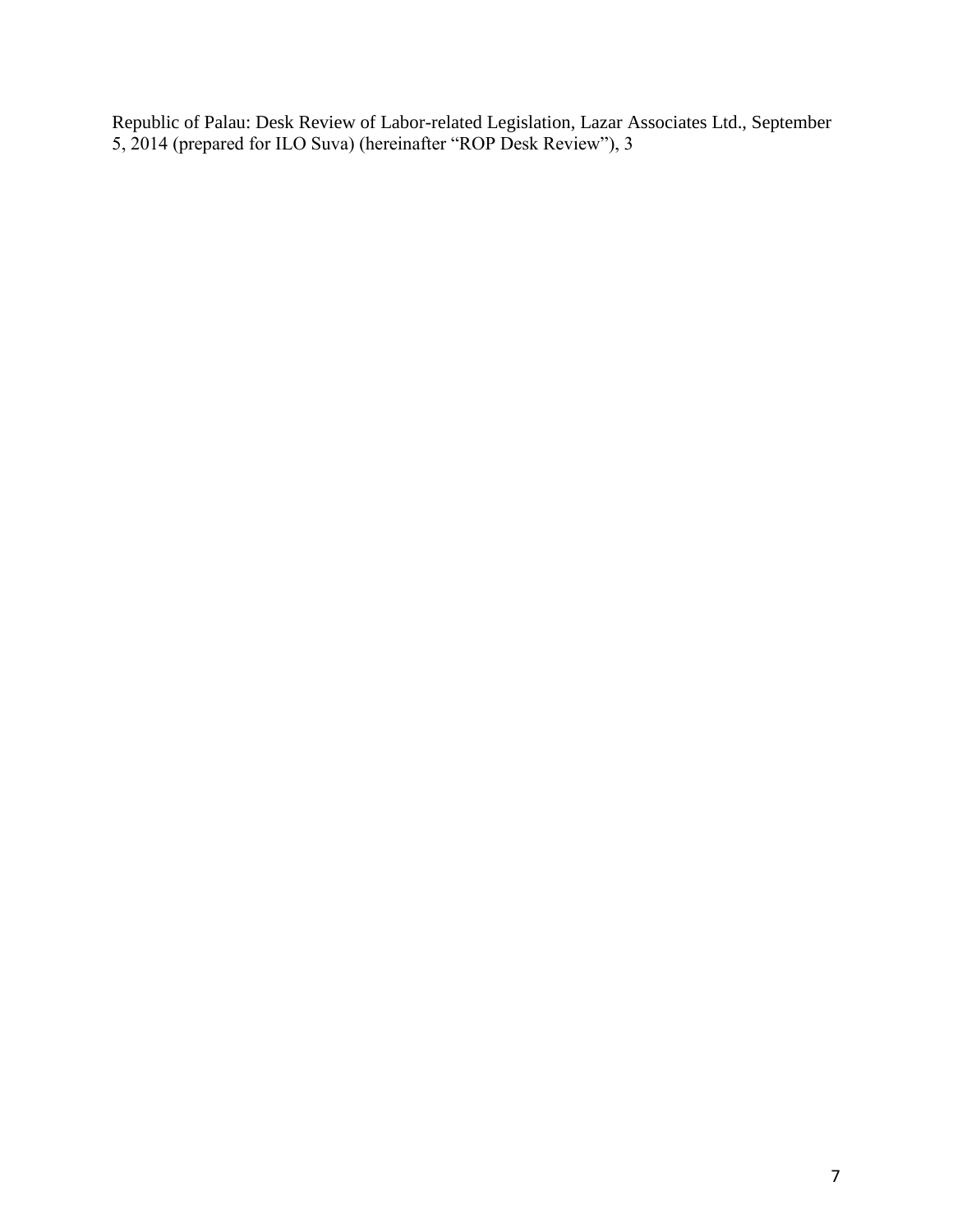Republic of Palau: Desk Review of Labor-related Legislation, Lazar Associates Ltd., September 5, 2014 (prepared for ILO Suva) (hereinafter "ROP Desk Review"), 3